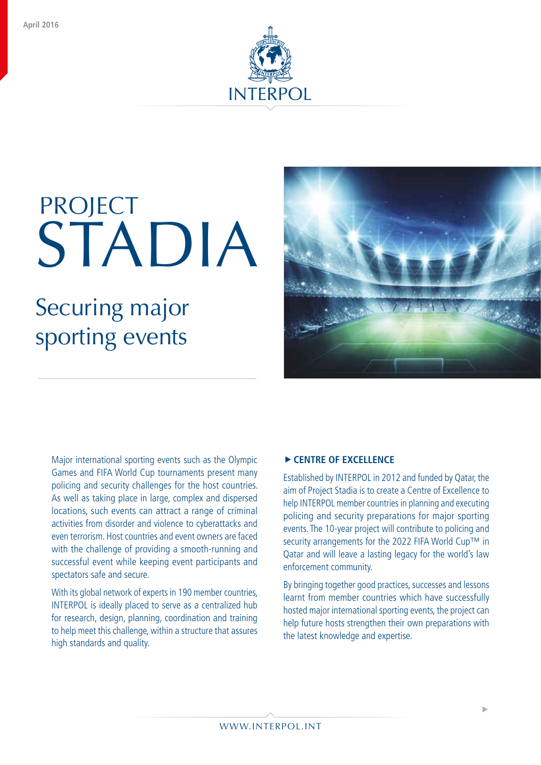April 2016

INTERPOL

# PROJECT STADIA

## Securing major sporting events

Major international sporting events such as the Olympic Games and FIFA World Cup tournaments present many policing and security challenges for the host countries. As well as taking place in large, complex and dispersed locations, such events can attract a range of criminal activities from disorder and violence to cyberattacks and even terrorism. Host countries and event owners are faced with the challenge of providing a smooth-running and successful event while keeping event participants and spectators safe and secure.

With its global network of experts in 190 member countries, INTERPOL is ideally placed to serve as a centralized hub for research, design, planning, coordination and training to help meet this challenge, within a structure that assures high standards and quality.

### ▶ CENTRE OF EXCELLENCE

Established by INTERPOL in 2012 and funded by Qatar, the aim of Project Stadia is to create a Centre of Excellence to help INTERPOL member countries in planning and executing policing and security preparations for major sporting events. The 10-year project will contribute to policing and security arrangements for the 2022 FIFA World Cup™ in Qatar and will leave a lasting legacy for the world's law enforcement community.

By bringing together good practices, successes and lessons learnt from member countries which have successfully hosted major international sporting events, the project can help future hosts strengthen their own preparations with the latest knowledge and expertise.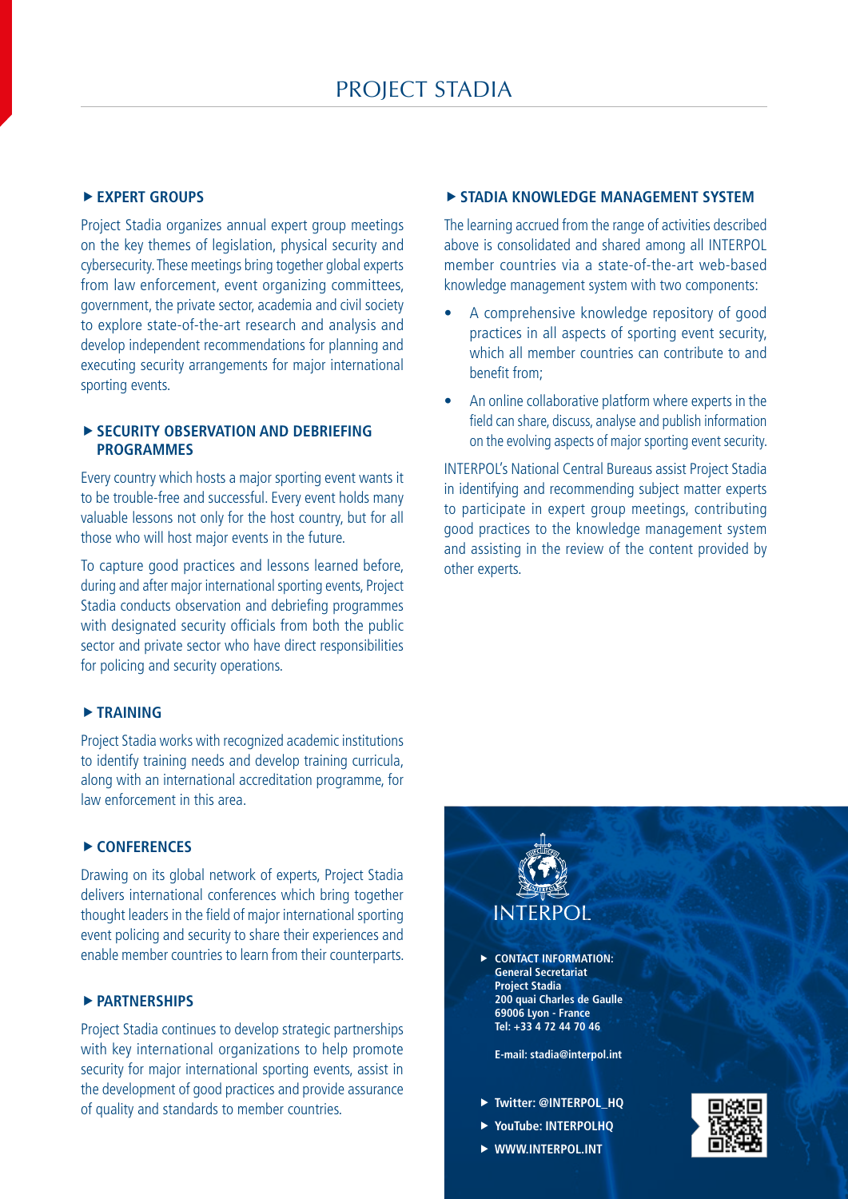# PROJECT STADIA

## ▶ EXPERT GROUPS

Project Stadia organizes annual expert group meetings on the key themes of legislation, physical security and cybersecurity. These meetings bring together global experts from law enforcement, event organizing committees, government, the private sector, academia and civil society to explore state-of-the-art research and analysis and develop independent recommendations for planning and executing security arrangements for major international sporting events.

## ▶ SECURITY OBSERVATION AND DEBRIEFING PROGRAMMES

Every country which hosts a major sporting event wants it to be trouble-free and successful. Every event holds many valuable lessons not only for the host country, but for all those who will host major events in the future.

To capture good practices and lessons learned before, during and after major international sporting events, Project Stadia conducts observation and debriefing programmes with designated security officials from both the public sector and private sector who have direct responsibilities for policing and security operations.

## ▶ TRAINING

Project Stadia works with recognized academic institutions to identify training needs and develop training curricula, along with an international accreditation programme, for law enforcement in this area.

## ▶ CONFERENCES

Drawing on its global network of experts, Project Stadia delivers international conferences which bring together thought leaders in the field of major international sporting event policing and security to share their experiences and enable member countries to learn from their counterparts.

## ▶ PARTNERSHIPS

Project Stadia continues to develop strategic partnerships with key international organizations to help promote security for major international sporting events, assist in the development of good practices and provide assurance of quality and standards to member countries.

## ▶ STADIA KNOWLEDGE MANAGEMENT SYSTEM

The learning accrued from the range of activities described above is consolidated and shared among all INTERPOL member countries via a state-of-the-art web-based knowledge management system with two components:

- A comprehensive knowledge repository of good practices in all aspects of sporting event security, which all member countries can contribute to and benefit from;
- An online collaborative platform where experts in the field can share, discuss, analyse and publish information on the evolving aspects of major sporting event security.

INTERPOL's National Central Bureaus assist Project Stadia in identifying and recommending subject matter experts to participate in expert group meetings, contributing good practices to the knowledge management system and assisting in the review of the content provided by other experts.

INTERPOL

▶ **CONTACT INFORMATION:**
**General Secretariat**
**Project Stadia**
**200 quai Charles de Gaulle**
**69006 Lyon - France**
**Tel: +33 4 72 44 70 46**

**E-mail: stadia@interpol.int**

- ▶ **Twitter: @INTERPOL_HQ**
- ▶ **YouTube: INTERPOLHQ**
- ▶ **WWW.INTERPOL.INT**